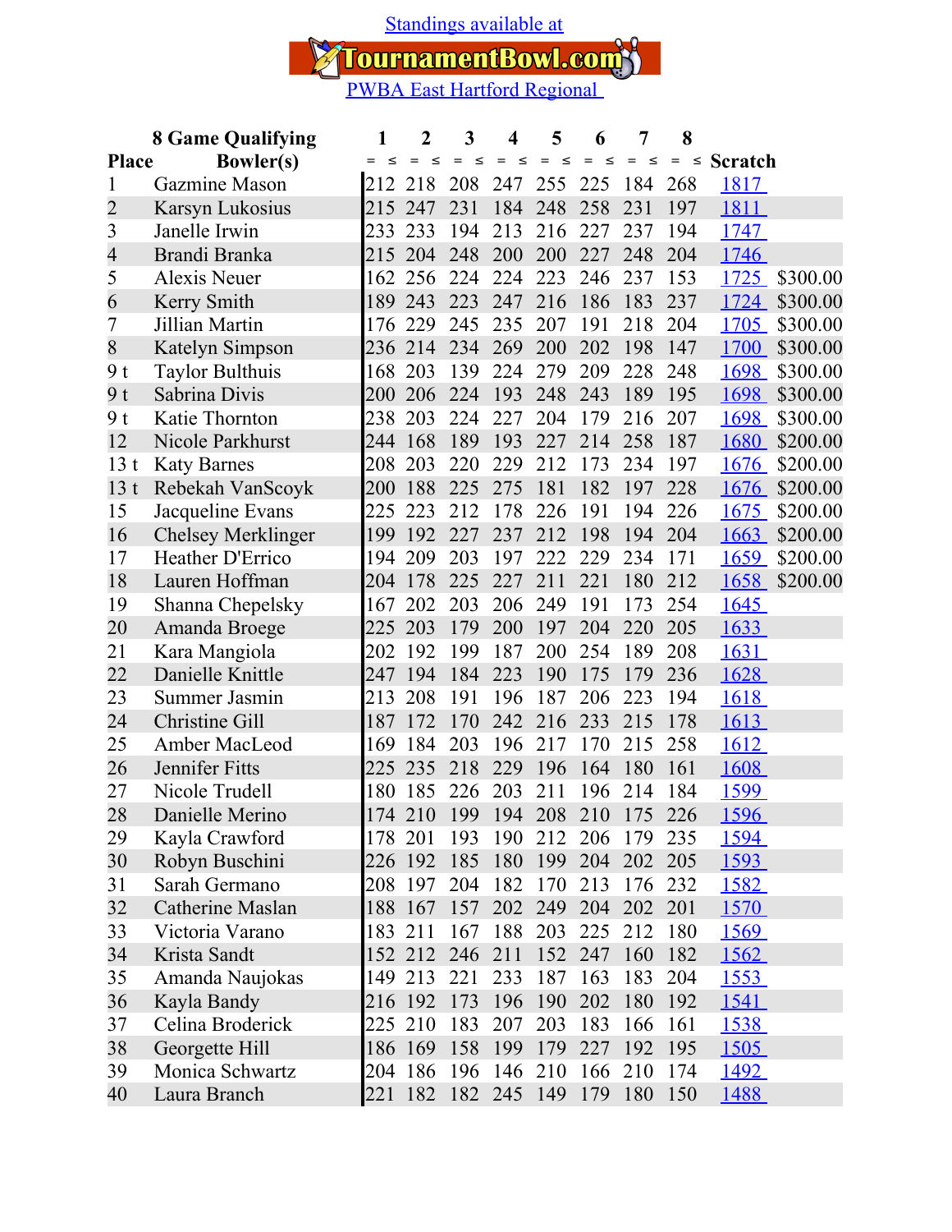Standings available at

TournamentBowl.com

PWBA East Hartford Regional

| Place | 8 Game Qualifying Bowler(s) | 1 | 2 | 3 | 4 | 5 | 6 | 7 | 8 | Scratch | |
|---|---|---|---|---|---|---|---|---|---|---|---|
| 1 | Gazmine Mason | 212 | 218 | 208 | 247 | 255 | 225 | 184 | 268 | 1817 | |
| 2 | Karsyn Lukosius | 215 | 247 | 231 | 184 | 248 | 258 | 231 | 197 | 1811 | |
| 3 | Janelle Irwin | 233 | 233 | 194 | 213 | 216 | 227 | 237 | 194 | 1747 | |
| 4 | Brandi Branka | 215 | 204 | 248 | 200 | 200 | 227 | 248 | 204 | 1746 | |
| 5 | Alexis Neuer | 162 | 256 | 224 | 224 | 223 | 246 | 237 | 153 | 1725 | $300.00 |
| 6 | Kerry Smith | 189 | 243 | 223 | 247 | 216 | 186 | 183 | 237 | 1724 | $300.00 |
| 7 | Jillian Martin | 176 | 229 | 245 | 235 | 207 | 191 | 218 | 204 | 1705 | $300.00 |
| 8 | Katelyn Simpson | 236 | 214 | 234 | 269 | 200 | 202 | 198 | 147 | 1700 | $300.00 |
| 9 t | Taylor Bulthuis | 168 | 203 | 139 | 224 | 279 | 209 | 228 | 248 | 1698 | $300.00 |
| 9 t | Sabrina Divis | 200 | 206 | 224 | 193 | 248 | 243 | 189 | 195 | 1698 | $300.00 |
| 9 t | Katie Thornton | 238 | 203 | 224 | 227 | 204 | 179 | 216 | 207 | 1698 | $300.00 |
| 12 | Nicole Parkhurst | 244 | 168 | 189 | 193 | 227 | 214 | 258 | 187 | 1680 | $200.00 |
| 13 t | Katy Barnes | 208 | 203 | 220 | 229 | 212 | 173 | 234 | 197 | 1676 | $200.00 |
| 13 t | Rebekah VanScoyk | 200 | 188 | 225 | 275 | 181 | 182 | 197 | 228 | 1676 | $200.00 |
| 15 | Jacqueline Evans | 225 | 223 | 212 | 178 | 226 | 191 | 194 | 226 | 1675 | $200.00 |
| 16 | Chelsey Merklinger | 199 | 192 | 227 | 237 | 212 | 198 | 194 | 204 | 1663 | $200.00 |
| 17 | Heather D'Errico | 194 | 209 | 203 | 197 | 222 | 229 | 234 | 171 | 1659 | $200.00 |
| 18 | Lauren Hoffman | 204 | 178 | 225 | 227 | 211 | 221 | 180 | 212 | 1658 | $200.00 |
| 19 | Shanna Chepelsky | 167 | 202 | 203 | 206 | 249 | 191 | 173 | 254 | 1645 | |
| 20 | Amanda Broege | 225 | 203 | 179 | 200 | 197 | 204 | 220 | 205 | 1633 | |
| 21 | Kara Mangiola | 202 | 192 | 199 | 187 | 200 | 254 | 189 | 208 | 1631 | |
| 22 | Danielle Knittle | 247 | 194 | 184 | 223 | 190 | 175 | 179 | 236 | 1628 | |
| 23 | Summer Jasmin | 213 | 208 | 191 | 196 | 187 | 206 | 223 | 194 | 1618 | |
| 24 | Christine Gill | 187 | 172 | 170 | 242 | 216 | 233 | 215 | 178 | 1613 | |
| 25 | Amber MacLeod | 169 | 184 | 203 | 196 | 217 | 170 | 215 | 258 | 1612 | |
| 26 | Jennifer Fitts | 225 | 235 | 218 | 229 | 196 | 164 | 180 | 161 | 1608 | |
| 27 | Nicole Trudell | 180 | 185 | 226 | 203 | 211 | 196 | 214 | 184 | 1599 | |
| 28 | Danielle Merino | 174 | 210 | 199 | 194 | 208 | 210 | 175 | 226 | 1596 | |
| 29 | Kayla Crawford | 178 | 201 | 193 | 190 | 212 | 206 | 179 | 235 | 1594 | |
| 30 | Robyn Buschini | 226 | 192 | 185 | 180 | 199 | 204 | 202 | 205 | 1593 | |
| 31 | Sarah Germano | 208 | 197 | 204 | 182 | 170 | 213 | 176 | 232 | 1582 | |
| 32 | Catherine Maslan | 188 | 167 | 157 | 202 | 249 | 204 | 202 | 201 | 1570 | |
| 33 | Victoria Varano | 183 | 211 | 167 | 188 | 203 | 225 | 212 | 180 | 1569 | |
| 34 | Krista Sandt | 152 | 212 | 246 | 211 | 152 | 247 | 160 | 182 | 1562 | |
| 35 | Amanda Naujokas | 149 | 213 | 221 | 233 | 187 | 163 | 183 | 204 | 1553 | |
| 36 | Kayla Bandy | 216 | 192 | 173 | 196 | 190 | 202 | 180 | 192 | 1541 | |
| 37 | Celina Broderick | 225 | 210 | 183 | 207 | 203 | 183 | 166 | 161 | 1538 | |
| 38 | Georgette Hill | 186 | 169 | 158 | 199 | 179 | 227 | 192 | 195 | 1505 | |
| 39 | Monica Schwartz | 204 | 186 | 196 | 146 | 210 | 166 | 210 | 174 | 1492 | |
| 40 | Laura Branch | 221 | 182 | 182 | 245 | 149 | 179 | 180 | 150 | 1488 | |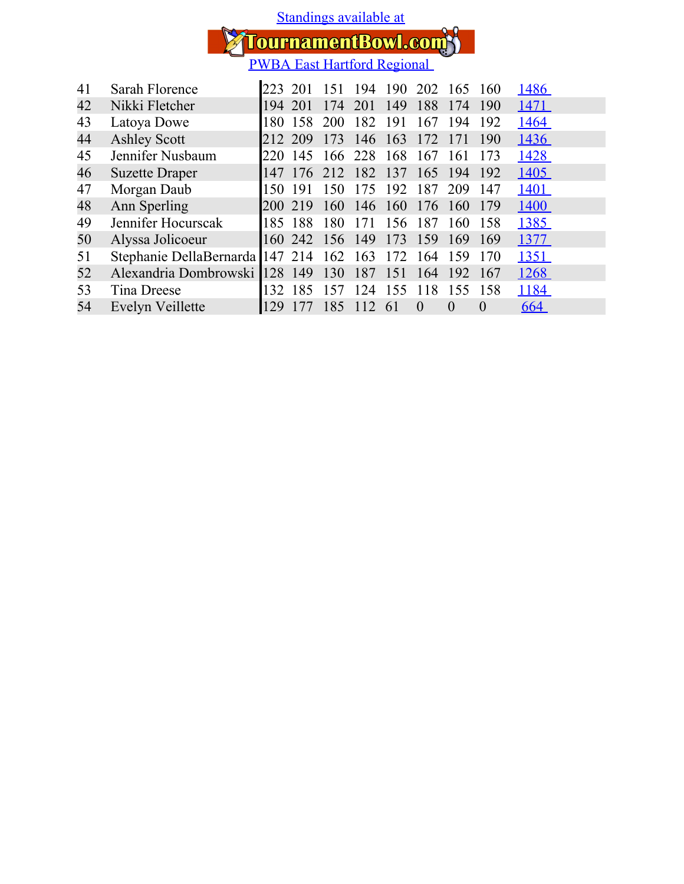Standings available at

TournamentBowl.com

PWBA East Hartford Regional

| | | | | | | | | | | |
|---|---|---|---|---|---|---|---|---|---|---|
| 41 | Sarah Florence | 223 | 201 | 151 | 194 | 190 | 202 | 165 | 160 | 1486 |
| 42 | Nikki Fletcher | 194 | 201 | 174 | 201 | 149 | 188 | 174 | 190 | 1471 |
| 43 | Latoya Dowe | 180 | 158 | 200 | 182 | 191 | 167 | 194 | 192 | 1464 |
| 44 | Ashley Scott | 212 | 209 | 173 | 146 | 163 | 172 | 171 | 190 | 1436 |
| 45 | Jennifer Nusbaum | 220 | 145 | 166 | 228 | 168 | 167 | 161 | 173 | 1428 |
| 46 | Suzette Draper | 147 | 176 | 212 | 182 | 137 | 165 | 194 | 192 | 1405 |
| 47 | Morgan Daub | 150 | 191 | 150 | 175 | 192 | 187 | 209 | 147 | 1401 |
| 48 | Ann Sperling | 200 | 219 | 160 | 146 | 160 | 176 | 160 | 179 | 1400 |
| 49 | Jennifer Hocurscak | 185 | 188 | 180 | 171 | 156 | 187 | 160 | 158 | 1385 |
| 50 | Alyssa Jolicoeur | 160 | 242 | 156 | 149 | 173 | 159 | 169 | 169 | 1377 |
| 51 | Stephanie DellaBernarda | 147 | 214 | 162 | 163 | 172 | 164 | 159 | 170 | 1351 |
| 52 | Alexandria Dombrowski | 128 | 149 | 130 | 187 | 151 | 164 | 192 | 167 | 1268 |
| 53 | Tina Dreese | 132 | 185 | 157 | 124 | 155 | 118 | 155 | 158 | 1184 |
| 54 | Evelyn Veillette | 129 | 177 | 185 | 112 | 61 | 0 | 0 | 0 | 664 |